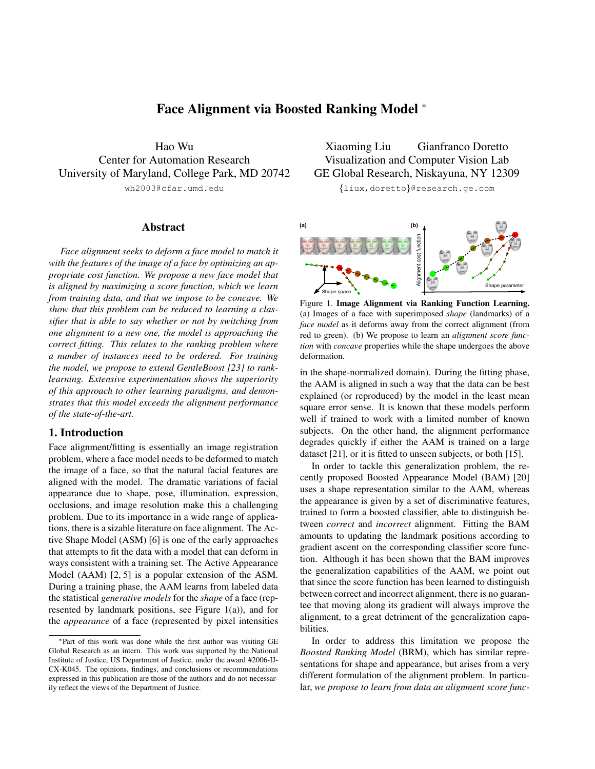# Face Alignment via Boosted Ranking Model *

Hao Wu
Center for Automation Research
University of Maryland, College Park, MD 20742
wh2003@cfar.umd.edu

Xiaoming Liu Gianfranco Doretto
Visualization and Computer Vision Lab
GE Global Research, Niskayuna, NY 12309
{liux,doretto}@research.ge.com

## Abstract

*Face alignment seeks to deform a face model to match it with the features of the image of a face by optimizing an appropriate cost function. We propose a new face model that is aligned by maximizing a score function, which we learn from training data, and that we impose to be concave. We show that this problem can be reduced to learning a classifier that is able to say whether or not by switching from one alignment to a new one, the model is approaching the correct fitting. This relates to the ranking problem where a number of instances need to be ordered. For training the model, we propose to extend GentleBoost [23] to rank-learning. Extensive experimentation shows the superiority of this approach to other learning paradigms, and demonstrates that this model exceeds the alignment performance of the state-of-the-art.*

## 1. Introduction

Face alignment/fitting is essentially an image registration problem, where a face model needs to be deformed to match the image of a face, so that the natural facial features are aligned with the model. The dramatic variations of facial appearance due to shape, pose, illumination, expression, occlusions, and image resolution make this a challenging problem. Due to its importance in a wide range of applications, there is a sizable literature on face alignment. The Active Shape Model (ASM) [6] is one of the early approaches that attempts to fit the data with a model that can deform in ways consistent with a training set. The Active Appearance Model (AAM) [2, 5] is a popular extension of the ASM. During a training phase, the AAM learns from labeled data the statistical *generative models* for the *shape* of a face (represented by landmark positions, see Figure 1(a)), and for the *appearance* of a face (represented by pixel intensities in the shape-normalized domain). During the fitting phase, the AAM is aligned in such a way that the data can be best explained (or reproduced) by the model in the least mean square error sense. It is known that these models perform well if trained to work with a limited number of known subjects. On the other hand, the alignment performance degrades quickly if either the AAM is trained on a large dataset [21], or it is fitted to unseen subjects, or both [15].

Figure 1. **Image Alignment via Ranking Function Learning.** (a) Images of a face with superimposed *shape* (landmarks) of a *face model* as it deforms away from the correct alignment (from red to green). (b) We propose to learn an *alignment score function* with *concave* properties while the shape undergoes the above deformation.

In order to tackle this generalization problem, the recently proposed Boosted Appearance Model (BAM) [20] uses a shape representation similar to the AAM, whereas the appearance is given by a set of discriminative features, trained to form a boosted classifier, able to distinguish between *correct* and *incorrect* alignment. Fitting the BAM amounts to updating the landmark positions according to gradient ascent on the corresponding classifier score function. Although it has been shown that the BAM improves the generalization capabilities of the AAM, we point out that since the score function has been learned to distinguish between correct and incorrect alignment, there is no guarantee that moving along its gradient will always improve the alignment, to a great detriment of the generalization capabilities.

In order to address this limitation we propose the *Boosted Ranking Model* (BRM), which has similar representations for shape and appearance, but arises from a very different formulation of the alignment problem. In particular, *we propose to learn from data an alignment score func-*

*Part of this work was done while the first author was visiting GE Global Research as an intern. This work was supported by the National Institute of Justice, US Department of Justice, under the award #2006-IJ-CX-K045. The opinions, findings, and conclusions or recommendations expressed in this publication are those of the authors and do not necessarily reflect the views of the Department of Justice.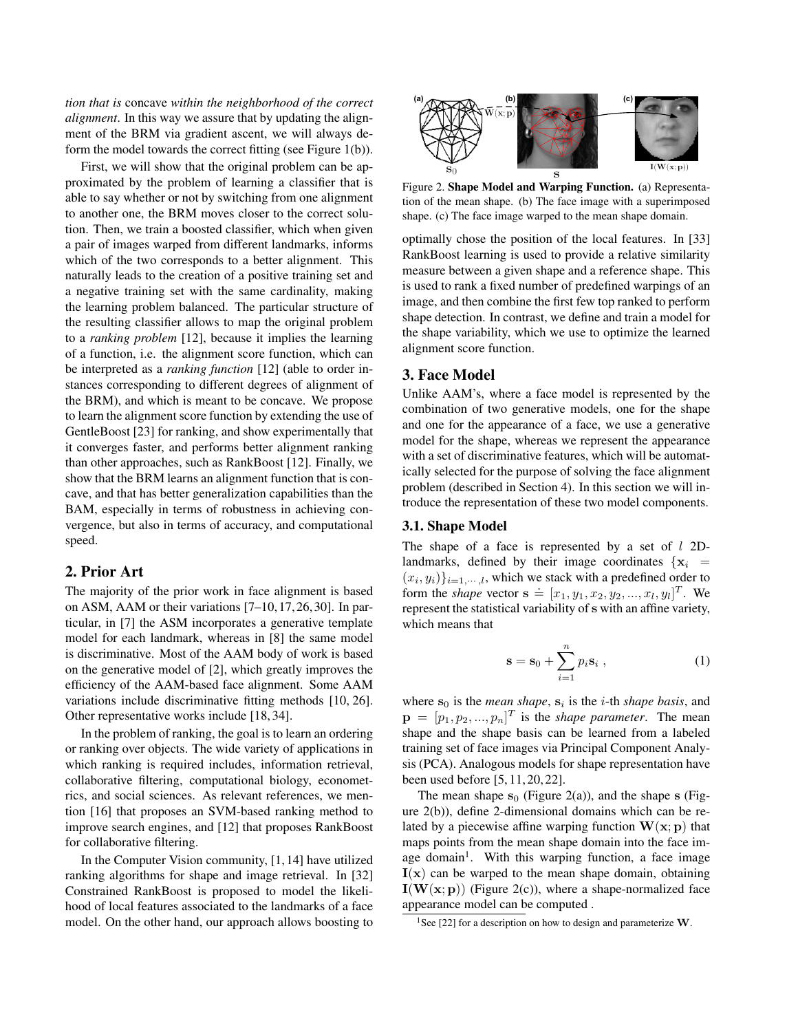*tion that is* concave *within the neighborhood of the correct alignment*. In this way we assure that by updating the alignment of the BRM via gradient ascent, we will always deform the model towards the correct fitting (see Figure 1(b)).

First, we will show that the original problem can be approximated by the problem of learning a classifier that is able to say whether or not by switching from one alignment to another one, the BRM moves closer to the correct solution. Then, we train a boosted classifier, which when given a pair of images warped from different landmarks, informs which of the two corresponds to a better alignment. This naturally leads to the creation of a positive training set and a negative training set with the same cardinality, making the learning problem balanced. The particular structure of the resulting classifier allows to map the original problem to a *ranking problem* [12], because it implies the learning of a function, i.e. the alignment score function, which can be interpreted as a *ranking function* [12] (able to order instances corresponding to different degrees of alignment of the BRM), and which is meant to be concave. We propose to learn the alignment score function by extending the use of GentleBoost [23] for ranking, and show experimentally that it converges faster, and performs better alignment ranking than other approaches, such as RankBoost [12]. Finally, we show that the BRM learns an alignment function that is concave, and that has better generalization capabilities than the BAM, especially in terms of robustness in achieving convergence, but also in terms of accuracy, and computational speed.

## 2. Prior Art

The majority of the prior work in face alignment is based on ASM, AAM or their variations [7–10, 17, 26, 30]. In particular, in [7] the ASM incorporates a generative template model for each landmark, whereas in [8] the same model is discriminative. Most of the AAM body of work is based on the generative model of [2], which greatly improves the efficiency of the AAM-based face alignment. Some AAM variations include discriminative fitting methods [10, 26]. Other representative works include [18, 34].

In the problem of ranking, the goal is to learn an ordering or ranking over objects. The wide variety of applications in which ranking is required includes, information retrieval, collaborative filtering, computational biology, econometrics, and social sciences. As relevant references, we mention [16] that proposes an SVM-based ranking method to improve search engines, and [12] that proposes RankBoost for collaborative filtering.

In the Computer Vision community, [1, 14] have utilized ranking algorithms for shape and image retrieval. In [32] Constrained RankBoost is proposed to model the likelihood of local features associated to the landmarks of a face model. On the other hand, our approach allows boosting to optimally chose the position of the local features. In [33] RankBoost learning is used to provide a relative similarity measure between a given shape and a reference shape. This is used to rank a fixed number of predefined warpings of an image, and then combine the first few top ranked to perform shape detection. In contrast, we define and train a model for the shape variability, which we use to optimize the learned alignment score function.

Figure 2. **Shape Model and Warping Function.** (a) Representation of the mean shape. (b) The face image with a superimposed shape. (c) The face image warped to the mean shape domain.

## 3. Face Model

Unlike AAM's, where a face model is represented by the combination of two generative models, one for the shape and one for the appearance of a face, we use a generative model for the shape, whereas we represent the appearance with a set of discriminative features, which will be automatically selected for the purpose of solving the face alignment problem (described in Section 4). In this section we will introduce the representation of these two model components.

### 3.1. Shape Model

The shape of a face is represented by a set of $l$ 2D-landmarks, defined by their image coordinates $\{\mathbf{x}_i = (x_i, y_i)\}_{i=1,\cdots,l}$, which we stack with a predefined order to form the *shape* vector $\mathbf{s} \doteq [x_1, y_1, x_2, y_2, ..., x_l, y_l]^T$. We represent the statistical variability of $\mathbf{s}$ with an affine variety, which means that

$$\mathbf{s} = \mathbf{s}_0 + \sum_{i=1}^{n} p_i \mathbf{s}_i \ , \tag{1}$$

where $\mathbf{s}_0$ is the *mean shape*, $\mathbf{s}_i$ is the $i$-th *shape basis*, and $\mathbf{p} = [p_1, p_2, ..., p_n]^T$ is the *shape parameter*. The mean shape and the shape basis can be learned from a labeled training set of face images via Principal Component Analysis (PCA). Analogous models for shape representation have been used before [5, 11, 20, 22].

The mean shape $\mathbf{s}_0$ (Figure 2(a)), and the shape $\mathbf{s}$ (Figure 2(b)), define 2-dimensional domains which can be related by a piecewise affine warping function $\mathbf{W}(\mathbf{x}; \mathbf{p})$ that maps points from the mean shape domain into the face image domain[1]. With this warping function, a face image $\mathbf{I}(\mathbf{x})$ can be warped to the mean shape domain, obtaining $\mathbf{I}(\mathbf{W}(\mathbf{x}; \mathbf{p}))$ (Figure 2(c)), where a shape-normalized face appearance model can be computed .

[1] See [22] for a description on how to design and parameterize $\mathbf{W}$.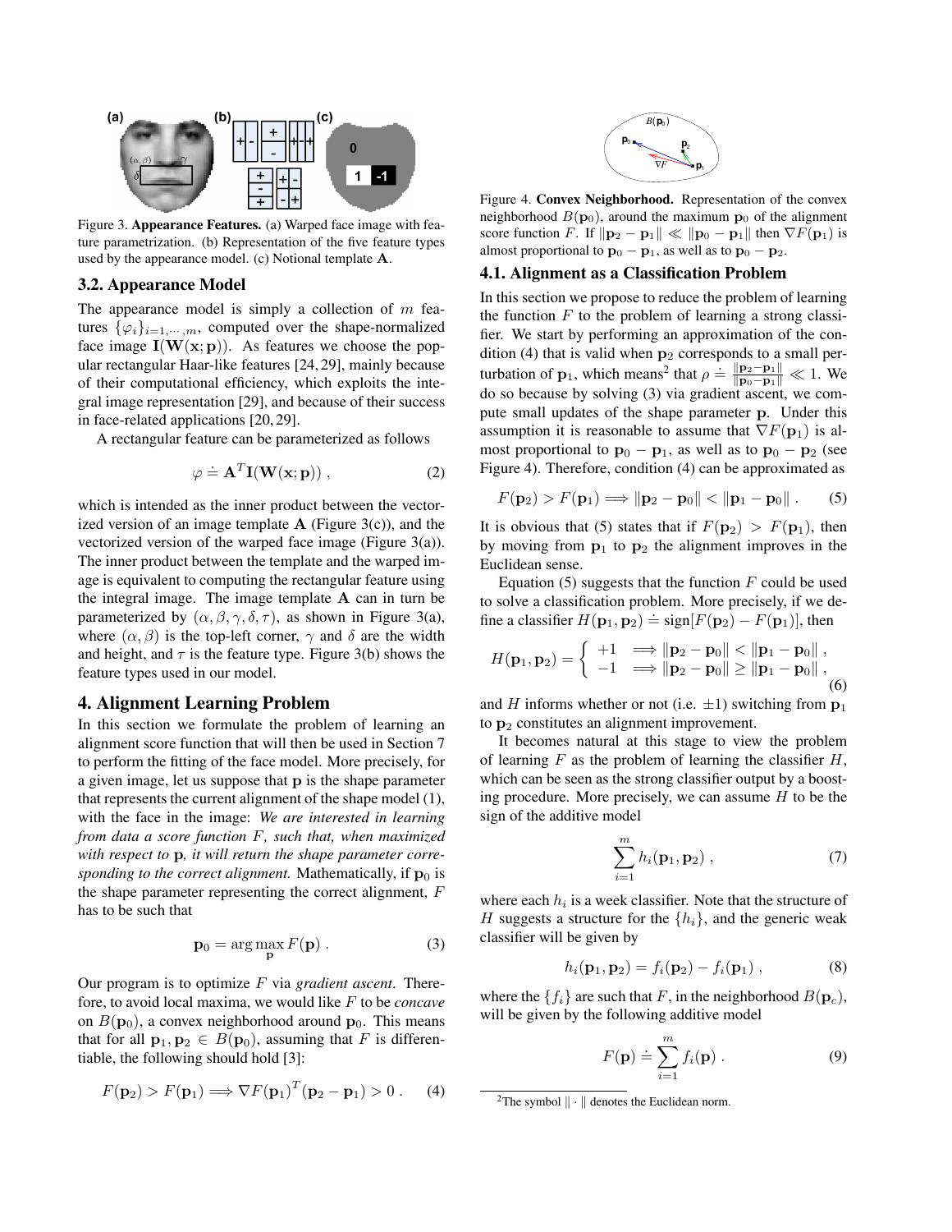Figure 3. **Appearance Features.** (a) Warped face image with feature parametrization. (b) Representation of the five feature types used by the appearance model. (c) Notional template $\mathbf{A}$.

### 3.2. Appearance Model

The appearance model is simply a collection of $m$ features $\{\varphi_i\}_{i=1,\cdots,m}$, computed over the shape-normalized face image $\mathbf{I}(\mathbf{W}(\mathbf{x};\mathbf{p}))$. As features we choose the popular rectangular Haar-like features [24, 29], mainly because of their computational efficiency, which exploits the integral image representation [29], and because of their success in face-related applications [20, 29].

A rectangular feature can be parameterized as follows

$$\varphi \doteq \mathbf{A}^T \mathbf{I}(\mathbf{W}(\mathbf{x};\mathbf{p})) \;, \tag{2}$$

which is intended as the inner product between the vectorized version of an image template $\mathbf{A}$ (Figure 3(c)), and the vectorized version of the warped face image (Figure 3(a)). The inner product between the template and the warped image is equivalent to computing the rectangular feature using the integral image. The image template $\mathbf{A}$ can in turn be parameterized by $(\alpha, \beta, \gamma, \delta, \tau)$, as shown in Figure 3(a), where $(\alpha, \beta)$ is the top-left corner, $\gamma$ and $\delta$ are the width and height, and $\tau$ is the feature type. Figure 3(b) shows the feature types used in our model.

## 4. Alignment Learning Problem

In this section we formulate the problem of learning an alignment score function that will then be used in Section 7 to perform the fitting of the face model. More precisely, for a given image, let us suppose that $\mathbf{p}$ is the shape parameter that represents the current alignment of the shape model (1), with the face in the image: *We are interested in learning from data a score function $F$, such that, when maximized with respect to $\mathbf{p}$, it will return the shape parameter corresponding to the correct alignment.* Mathematically, if $\mathbf{p}_0$ is the shape parameter representing the correct alignment, $F$ has to be such that

$$\mathbf{p}_0 = \arg\max_{\mathbf{p}} F(\mathbf{p}) \;. \tag{3}$$

Our program is to optimize $F$ via *gradient ascent*. Therefore, to avoid local maxima, we would like $F$ to be *concave* on $B(\mathbf{p}_0)$, a convex neighborhood around $\mathbf{p}_0$. This means that for all $\mathbf{p}_1, \mathbf{p}_2 \in B(\mathbf{p}_0)$, assuming that $F$ is differentiable, the following should hold [3]:

$$F(\mathbf{p}_2) > F(\mathbf{p}_1) \Longrightarrow \nabla F(\mathbf{p}_1)^T (\mathbf{p}_2 - \mathbf{p}_1) > 0 \;. \tag{4}$$

Figure 4. **Convex Neighborhood.** Representation of the convex neighborhood $B(\mathbf{p}_0)$, around the maximum $\mathbf{p}_0$ of the alignment score function $F$. If $\|\mathbf{p}_2 - \mathbf{p}_1\| \ll \|\mathbf{p}_0 - \mathbf{p}_1\|$ then $\nabla F(\mathbf{p}_1)$ is almost proportional to $\mathbf{p}_0 - \mathbf{p}_1$, as well as to $\mathbf{p}_0 - \mathbf{p}_2$.

### 4.1. Alignment as a Classification Problem

In this section we propose to reduce the problem of learning the function $F$ to the problem of learning a strong classifier. We start by performing an approximation of the condition (4) that is valid when $\mathbf{p}_2$ corresponds to a small perturbation of $\mathbf{p}_1$, which means[2] that $\rho \doteq \frac{\|\mathbf{p}_2 - \mathbf{p}_1\|}{\|\mathbf{p}_0 - \mathbf{p}_1\|} \ll 1$. We do so because by solving (3) via gradient ascent, we compute small updates of the shape parameter $\mathbf{p}$. Under this assumption it is reasonable to assume that $\nabla F(\mathbf{p}_1)$ is almost proportional to $\mathbf{p}_0 - \mathbf{p}_1$, as well as to $\mathbf{p}_0 - \mathbf{p}_2$ (see Figure 4). Therefore, condition (4) can be approximated as

$$F(\mathbf{p}_2) > F(\mathbf{p}_1) \Longrightarrow \|\mathbf{p}_2 - \mathbf{p}_0\| < \|\mathbf{p}_1 - \mathbf{p}_0\| \;. \tag{5}$$

It is obvious that (5) states that if $F(\mathbf{p}_2) > F(\mathbf{p}_1)$, then by moving from $\mathbf{p}_1$ to $\mathbf{p}_2$ the alignment improves in the Euclidean sense.

Equation (5) suggests that the function $F$ could be used to solve a classification problem. More precisely, if we define a classifier $H(\mathbf{p}_1, \mathbf{p}_2) \doteq \text{sign}[F(\mathbf{p}_2) - F(\mathbf{p}_1)]$, then

$$H(\mathbf{p}_1, \mathbf{p}_2) = \begin{cases} +1 & \Longrightarrow \|\mathbf{p}_2 - \mathbf{p}_0\| < \|\mathbf{p}_1 - \mathbf{p}_0\| \;, \\ -1 & \Longrightarrow \|\mathbf{p}_2 - \mathbf{p}_0\| \geq \|\mathbf{p}_1 - \mathbf{p}_0\| \;, \end{cases} \tag{6}$$

and $H$ informs whether or not (i.e. $\pm 1$) switching from $\mathbf{p}_1$ to $\mathbf{p}_2$ constitutes an alignment improvement.

It becomes natural at this stage to view the problem of learning $F$ as the problem of learning the classifier $H$, which can be seen as the strong classifier output by a boosting procedure. More precisely, we can assume $H$ to be the sign of the additive model

$$\sum_{i=1}^{m} h_i(\mathbf{p}_1, \mathbf{p}_2) \;, \tag{7}$$

where each $h_i$ is a week classifier. Note that the structure of $H$ suggests a structure for the $\{h_i\}$, and the generic weak classifier will be given by

$$h_i(\mathbf{p}_1, \mathbf{p}_2) = f_i(\mathbf{p}_2) - f_i(\mathbf{p}_1) \;, \tag{8}$$

where the $\{f_i\}$ are such that $F$, in the neighborhood $B(\mathbf{p}_c)$, will be given by the following additive model

$$F(\mathbf{p}) \doteq \sum_{i=1}^{m} f_i(\mathbf{p}) \;. \tag{9}$$

[2] The symbol $\|\cdot\|$ denotes the Euclidean norm.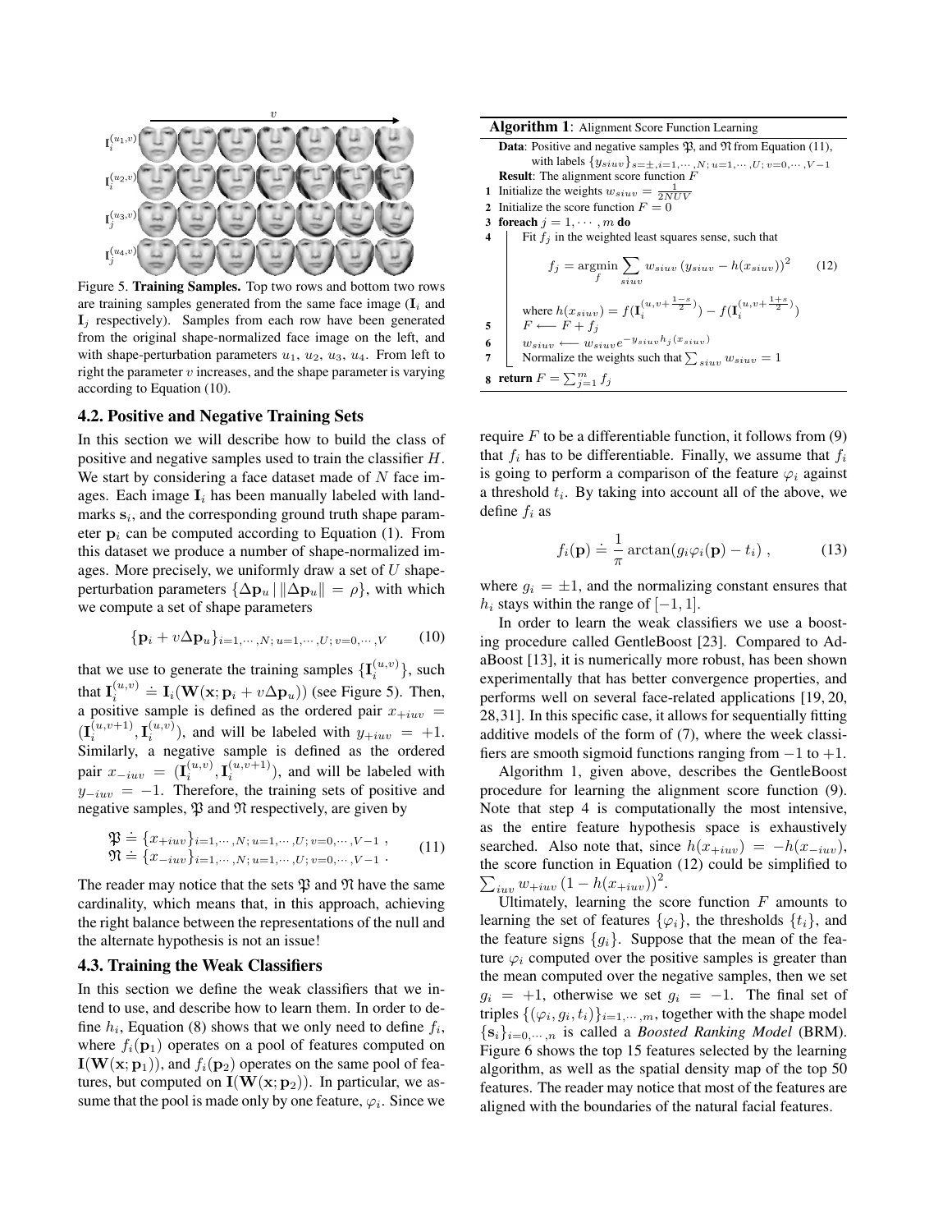Figure 5. **Training Samples.** Top two rows and bottom two rows are training samples generated from the same face image ($\mathbf{I}_i$ and $\mathbf{I}_j$ respectively). Samples from each row have been generated from the original shape-normalized face image on the left, and with shape-perturbation parameters $u_1$, $u_2$, $u_3$, $u_4$. From left to right the parameter $v$ increases, and the shape parameter is varying according to Equation (10).

### 4.2. Positive and Negative Training Sets

In this section we will describe how to build the class of positive and negative samples used to train the classifier $H$. We start by considering a face dataset made of $N$ face images. Each image $\mathbf{I}_i$ has been manually labeled with landmarks $\mathbf{s}_i$, and the corresponding ground truth shape parameter $\mathbf{p}_i$ can be computed according to Equation (1). From this dataset we produce a number of shape-normalized images. More precisely, we uniformly draw a set of $U$ shape-perturbation parameters $\{\Delta\mathbf{p}_u \mid \|\Delta\mathbf{p}_u\| = \rho\}$, with which we compute a set of shape parameters

$$\{\mathbf{p}_i + v\Delta\mathbf{p}_u\}_{i=1,\cdots,N;\,u=1,\cdots,U;\,v=0,\cdots,V} \tag{10}$$

that we use to generate the training samples $\{\mathbf{I}_i^{(u,v)}\}$, such that $\mathbf{I}_i^{(u,v)} \doteq \mathbf{I}_i(\mathbf{W}(\mathbf{x};\mathbf{p}_i + v\Delta\mathbf{p}_u))$ (see Figure 5). Then, a positive sample is defined as the ordered pair $x_{+iuv} = (\mathbf{I}_i^{(u,v+1)}, \mathbf{I}_i^{(u,v)})$, and will be labeled with $y_{+iuv} = +1$. Similarly, a negative sample is defined as the ordered pair $x_{-iuv} = (\mathbf{I}_i^{(u,v)}, \mathbf{I}_i^{(u,v+1)})$, and will be labeled with $y_{-iuv} = -1$. Therefore, the training sets of positive and negative samples, $\mathfrak{P}$ and $\mathfrak{N}$ respectively, are given by

$$\begin{aligned} \mathfrak{P} &\doteq \{x_{+iuv}\}_{i=1,\cdots,N;\,u=1,\cdots,U;\,v=0,\cdots,V-1}\,, \\ \mathfrak{N} &\doteq \{x_{-iuv}\}_{i=1,\cdots,N;\,u=1,\cdots,U;\,v=0,\cdots,V-1}\,. \end{aligned} \tag{11}$$

The reader may notice that the sets $\mathfrak{P}$ and $\mathfrak{N}$ have the same cardinality, which means that, in this approach, achieving the right balance between the representations of the null and the alternate hypothesis is not an issue!

### 4.3. Training the Weak Classifiers

In this section we define the weak classifiers that we intend to use, and describe how to learn them. In order to define $h_i$, Equation (8) shows that we only need to define $f_i$, where $f_i(\mathbf{p}_1)$ operates on a pool of features computed on $\mathbf{I}(\mathbf{W}(\mathbf{x};\mathbf{p}_1))$, and $f_i(\mathbf{p}_2)$ operates on the same pool of features, but computed on $\mathbf{I}(\mathbf{W}(\mathbf{x};\mathbf{p}_2))$. In particular, we assume that the pool is made only by one feature, $\varphi_i$. Since we require $F$ to be a differentiable function, it follows from (9) that $f_i$ has to be differentiable. Finally, we assume that $f_i$ is going to perform a comparison of the feature $\varphi_i$ against a threshold $t_i$. By taking into account all of the above, we define $f_i$ as

$$f_i(\mathbf{p}) \doteq \frac{1}{\pi}\arctan(g_i\varphi_i(\mathbf{p}) - t_i)\,, \tag{13}$$

where $g_i = \pm 1$, and the normalizing constant ensures that $h_i$ stays within the range of $[-1, 1]$.

**Algorithm 1**: Alignment Score Function Learning

**Data**: Positive and negative samples $\mathfrak{P}$, and $\mathfrak{N}$ from Equation (11), with labels $\{y_{siuv}\}_{s=\pm,i=1,\cdots,N;\,u=1,\cdots,U;\,v=0,\cdots,V-1}$
**Result**: The alignment score function $F$

1. Initialize the weights $w_{siuv} = \frac{1}{2NUV}$
2. Initialize the score function $F = 0$
3. **foreach** $j = 1, \cdots, m$ **do**
4. Fit $f_j$ in the weighted least squares sense, such that
$$f_j = \underset{f}{\operatorname{argmin}} \sum_{siuv} w_{siuv}\,(y_{siuv} - h(x_{siuv}))^2 \tag{12}$$
where $h(x_{siuv}) = f(\mathbf{I}_i^{(u,v+\frac{1-s}{2})}) - f(\mathbf{I}_i^{(u,v+\frac{1+s}{2})})$
5. $F \longleftarrow F + f_j$
6. $w_{siuv} \longleftarrow w_{siuv} e^{-y_{siuv} h_j(x_{siuv})}$
7. Normalize the weights such that $\sum_{siuv} w_{siuv} = 1$
8. **return** $F = \sum_{j=1}^{m} f_j$

In order to learn the weak classifiers we use a boosting procedure called GentleBoost [23]. Compared to AdaBoost [13], it is numerically more robust, has been shown experimentally that has better convergence properties, and performs well on several face-related applications [19, 20, 28, 31]. In this specific case, it allows for sequentially fitting additive models of the form of (7), where the week classifiers are smooth sigmoid functions ranging from $-1$ to $+1$.

Algorithm 1, given above, describes the GentleBoost procedure for learning the alignment score function (9). Note that step 4 is computationally the most intensive, as the entire feature hypothesis space is exhaustively searched. Also note that, since $h(x_{+iuv}) = -h(x_{-iuv})$, the score function in Equation (12) could be simplified to $\sum_{iuv} w_{+iuv}\,(1 - h(x_{+iuv}))^2$.

Ultimately, learning the score function $F$ amounts to learning the set of features $\{\varphi_i\}$, the thresholds $\{t_i\}$, and the feature signs $\{g_i\}$. Suppose that the mean of the feature $\varphi_i$ computed over the positive samples is greater than the mean computed over the negative samples, then we set $g_i = +1$, otherwise we set $g_i = -1$. The final set of triples $\{(\varphi_i, g_i, t_i)\}_{i=1,\cdots,m}$, together with the shape model $\{\mathbf{s}_i\}_{i=0,\cdots,n}$ is called a *Boosted Ranking Model* (BRM). Figure 6 shows the top 15 features selected by the learning algorithm, as well as the spatial density map of the top 50 features. The reader may notice that most of the features are aligned with the boundaries of the natural facial features.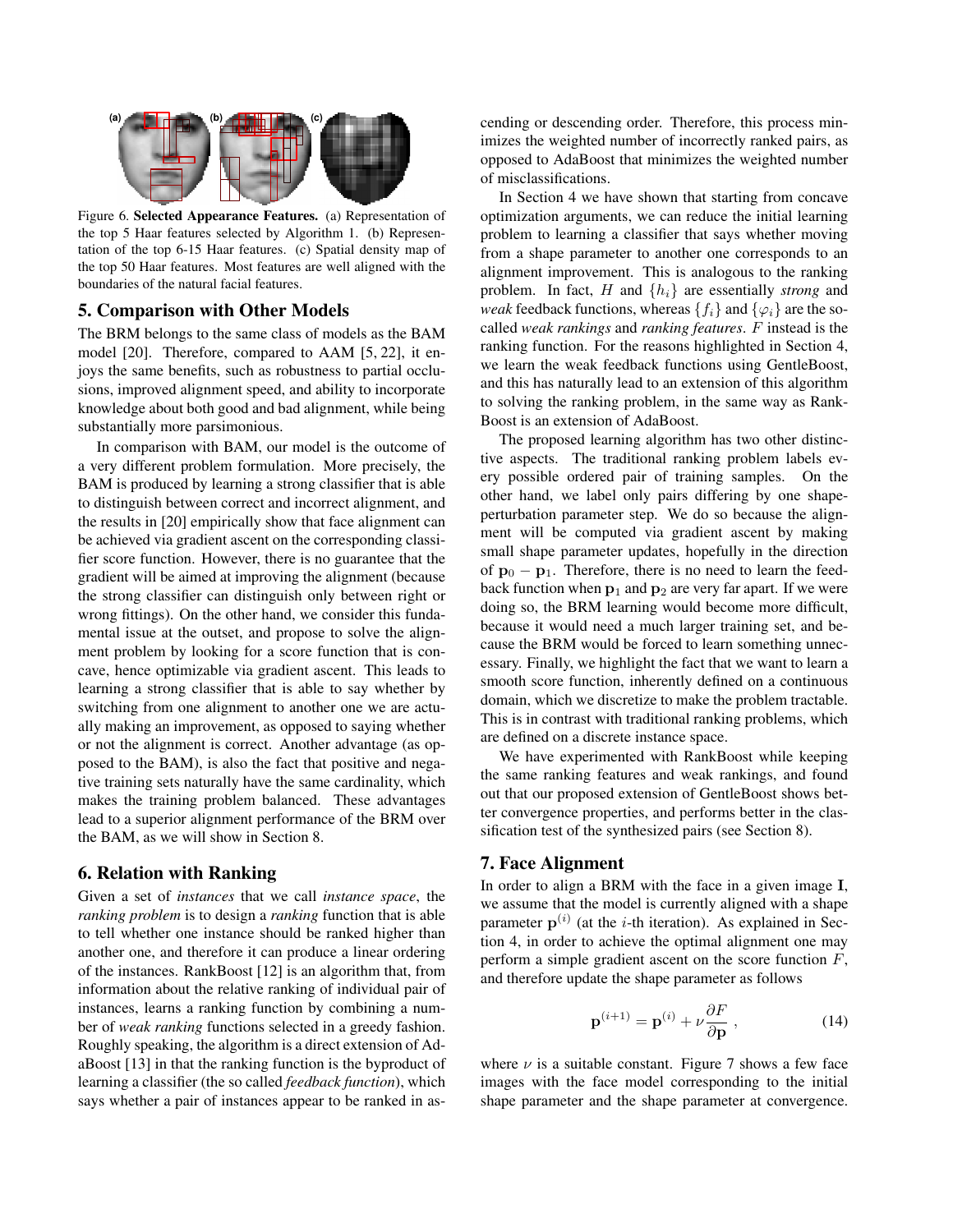Figure 6. **Selected Appearance Features.** (a) Representation of the top 5 Haar features selected by Algorithm 1. (b) Representation of the top 6-15 Haar features. (c) Spatial density map of the top 50 Haar features. Most features are well aligned with the boundaries of the natural facial features.

## 5. Comparison with Other Models

The BRM belongs to the same class of models as the BAM model [20]. Therefore, compared to AAM [5, 22], it enjoys the same benefits, such as robustness to partial occlusions, improved alignment speed, and ability to incorporate knowledge about both good and bad alignment, while being substantially more parsimonious.

In comparison with BAM, our model is the outcome of a very different problem formulation. More precisely, the BAM is produced by learning a strong classifier that is able to distinguish between correct and incorrect alignment, and the results in [20] empirically show that face alignment can be achieved via gradient ascent on the corresponding classifier score function. However, there is no guarantee that the gradient will be aimed at improving the alignment (because the strong classifier can distinguish only between right or wrong fittings). On the other hand, we consider this fundamental issue at the outset, and propose to solve the alignment problem by looking for a score function that is concave, hence optimizable via gradient ascent. This leads to learning a strong classifier that is able to say whether by switching from one alignment to another one we are actually making an improvement, as opposed to saying whether or not the alignment is correct. Another advantage (as opposed to the BAM), is also the fact that positive and negative training sets naturally have the same cardinality, which makes the training problem balanced. These advantages lead to a superior alignment performance of the BRM over the BAM, as we will show in Section 8.

## 6. Relation with Ranking

Given a set of *instances* that we call *instance space*, the *ranking problem* is to design a *ranking* function that is able to tell whether one instance should be ranked higher than another one, and therefore it can produce a linear ordering of the instances. RankBoost [12] is an algorithm that, from information about the relative ranking of individual pair of instances, learns a ranking function by combining a number of *weak ranking* functions selected in a greedy fashion. Roughly speaking, the algorithm is a direct extension of AdaBoost [13] in that the ranking function is the byproduct of learning a classifier (the so called *feedback function*), which says whether a pair of instances appear to be ranked in ascending or descending order. Therefore, this process minimizes the weighted number of incorrectly ranked pairs, as opposed to AdaBoost that minimizes the weighted number of misclassifications.

In Section 4 we have shown that starting from concave optimization arguments, we can reduce the initial learning problem to learning a classifier that says whether moving from a shape parameter to another one corresponds to an alignment improvement. This is analogous to the ranking problem. In fact, $H$ and $\{h_i\}$ are essentially ***strong*** and *weak* feedback functions, whereas $\{f_i\}$ and $\{\varphi_i\}$ are the so-called *weak rankings* and *ranking features*. $F$ instead is the ranking function. For the reasons highlighted in Section 4, we learn the weak feedback functions using GentleBoost, and this has naturally lead to an extension of this algorithm to solving the ranking problem, in the same way as RankBoost is an extension of AdaBoost.

The proposed learning algorithm has two other distinctive aspects. The traditional ranking problem labels every possible ordered pair of training samples. On the other hand, we label only pairs differing by one shape-perturbation parameter step. We do so because the alignment will be computed via gradient ascent by making small shape parameter updates, hopefully in the direction of $\mathbf{p}_0 - \mathbf{p}_1$. Therefore, there is no need to learn the feedback function when $\mathbf{p}_1$ and $\mathbf{p}_2$ are very far apart. If we were doing so, the BRM learning would become more difficult, because it would need a much larger training set, and because the BRM would be forced to learn something unnecessary. Finally, we highlight the fact that we want to learn a smooth score function, inherently defined on a continuous domain, which we discretize to make the problem tractable. This is in contrast with traditional ranking problems, which are defined on a discrete instance space.

We have experimented with RankBoost while keeping the same ranking features and weak rankings, and found out that our proposed extension of GentleBoost shows better convergence properties, and performs better in the classification test of the synthesized pairs (see Section 8).

## 7. Face Alignment

In order to align a BRM with the face in a given image $\mathbf{I}$, we assume that the model is currently aligned with a shape parameter $\mathbf{p}^{(i)}$ (at the $i$-th iteration). As explained in Section 4, in order to achieve the optimal alignment one may perform a simple gradient ascent on the score function $F$, and therefore update the shape parameter as follows

$$\mathbf{p}^{(i+1)} = \mathbf{p}^{(i)} + \nu \frac{\partial F}{\partial \mathbf{p}} , \tag{14}$$

where $\nu$ is a suitable constant. Figure 7 shows a few face images with the face model corresponding to the initial shape parameter and the shape parameter at convergence.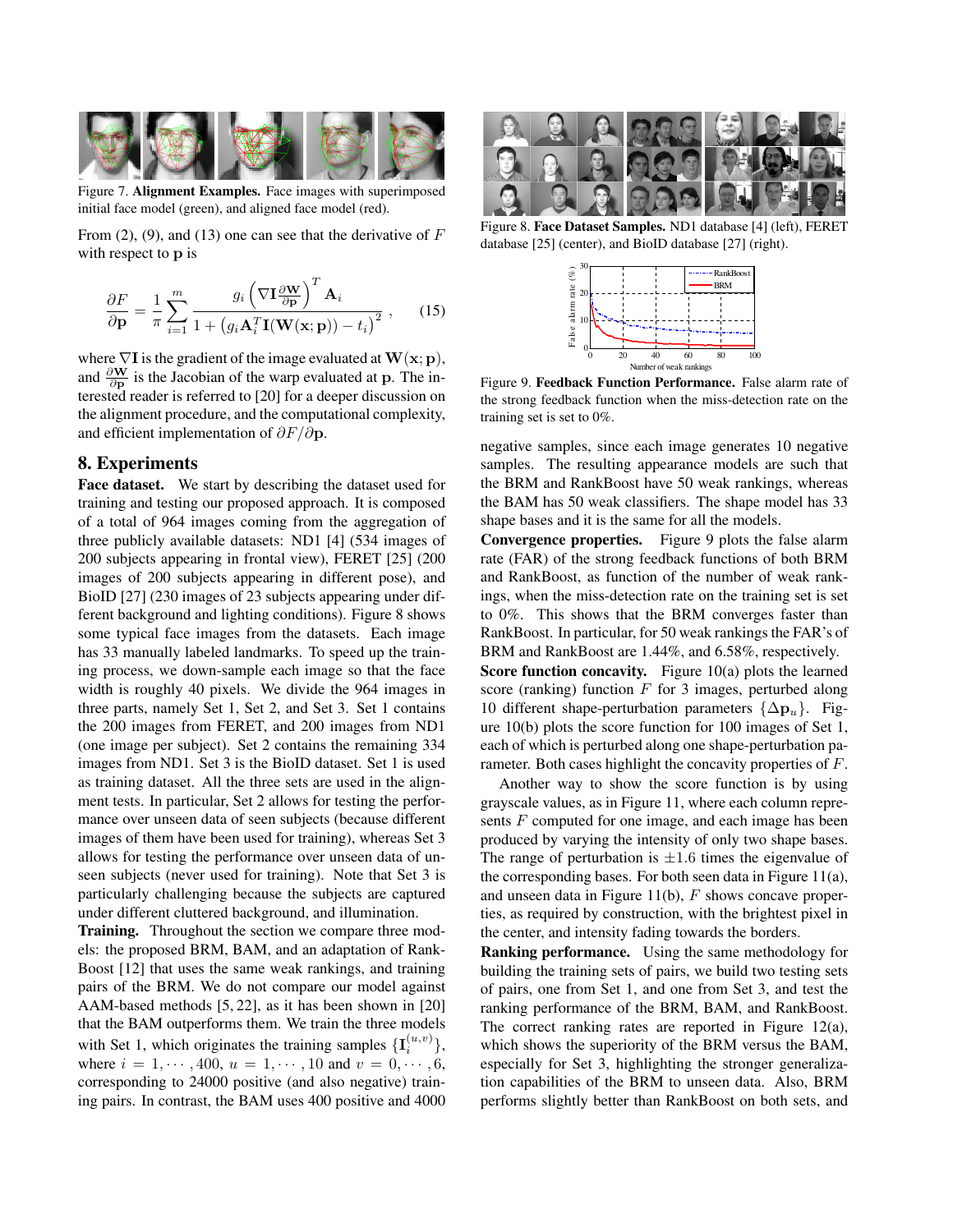Figure 7. **Alignment Examples.** Face images with superimposed initial face model (green), and aligned face model (red).

From (2), (9), and (13) one can see that the derivative of $F$ with respect to $\mathbf{p}$ is

$$\frac{\partial F}{\partial \mathbf{p}} = \frac{1}{\pi} \sum_{i=1}^{m} \frac{g_i \left( \nabla \mathbf{I} \frac{\partial \mathbf{W}}{\partial \mathbf{p}} \right)^T \mathbf{A}_i}{1 + \left( g_i \mathbf{A}_i^T \mathbf{I}(\mathbf{W}(\mathbf{x};\mathbf{p})) - t_i \right)^2} , \quad (15)$$

where $\nabla \mathbf{I}$ is the gradient of the image evaluated at $\mathbf{W}(\mathbf{x};\mathbf{p})$, and $\frac{\partial \mathbf{W}}{\partial \mathbf{p}}$ is the Jacobian of the warp evaluated at $\mathbf{p}$. The interested reader is referred to [20] for a deeper discussion on the alignment procedure, and the computational complexity, and efficient implementation of $\partial F / \partial \mathbf{p}$.

## 8. Experiments

**Face dataset.** We start by describing the dataset used for training and testing our proposed approach. It is composed of a total of 964 images coming from the aggregation of three publicly available datasets: ND1 [4] (534 images of 200 subjects appearing in frontal view), FERET [25] (200 images of 200 subjects appearing in different pose), and BioID [27] (230 images of 23 subjects appearing under different background and lighting conditions). Figure 8 shows some typical face images from the datasets. Each image has 33 manually labeled landmarks. To speed up the training process, we down-sample each image so that the face width is roughly 40 pixels. We divide the 964 images in three parts, namely Set 1, Set 2, and Set 3. Set 1 contains the 200 images from FERET, and 200 images from ND1 (one image per subject). Set 2 contains the remaining 334 images from ND1. Set 3 is the BioID dataset. Set 1 is used as training dataset. All the three sets are used in the alignment tests. In particular, Set 2 allows for testing the performance over unseen data of seen subjects (because different images of them have been used for training), whereas Set 3 allows for testing the performance over unseen data of unseen subjects (never used for training). Note that Set 3 is particularly challenging because the subjects are captured under different cluttered background, and illumination.

**Training.** Throughout the section we compare three models: the proposed BRM, BAM, and an adaptation of RankBoost [12] that uses the same weak rankings, and training pairs of the BRM. We do not compare our model against AAM-based methods [5, 22], as it has been shown in [20] that the BAM outperforms them. We train the three models with Set 1, which originates the training samples $\{\mathbf{I}_i^{(u,v)}\}$, where $i = 1, \cdots, 400$, $u = 1, \cdots, 10$ and $v = 0, \cdots, 6$, corresponding to 24000 positive (and also negative) training pairs. In contrast, the BAM uses 400 positive and 4000 negative samples, since each image generates 10 negative samples. The resulting appearance models are such that the BRM and RankBoost have 50 weak rankings, whereas the BAM has 50 weak classifiers. The shape model has 33 shape bases and it is the same for all the models.

Figure 8. **Face Dataset Samples.** ND1 database [4] (left), FERET database [25] (center), and BioID database [27] (right).

Figure 9. **Feedback Function Performance.** False alarm rate of the strong feedback function when the miss-detection rate on the training set is set to 0%.

**Convergence properties.** Figure 9 plots the false alarm rate (FAR) of the strong feedback functions of both BRM and RankBoost, as function of the number of weak rankings, when the miss-detection rate on the training set is set to 0%. This shows that the BRM converges faster than RankBoost. In particular, for 50 weak rankings the FAR's of BRM and RankBoost are 1.44%, and 6.58%, respectively.

**Score function concavity.** Figure 10(a) plots the learned score (ranking) function $F$ for 3 images, perturbed along 10 different shape-perturbation parameters $\{\Delta \mathbf{p}_u\}$. Figure 10(b) plots the score function for 100 images of Set 1, each of which is perturbed along one shape-perturbation parameter. Both cases highlight the concavity properties of $F$.

Another way to show the score function is by using grayscale values, as in Figure 11, where each column represents $F$ computed for one image, and each image has been produced by varying the intensity of only two shape bases. The range of perturbation is $\pm 1.6$ times the eigenvalue of the corresponding bases. For both seen data in Figure 11(a), and unseen data in Figure 11(b), $F$ shows concave properties, as required by construction, with the brightest pixel in the center, and intensity fading towards the borders.

**Ranking performance.** Using the same methodology for building the training sets of pairs, we build two testing sets of pairs, one from Set 1, and one from Set 3, and test the ranking performance of the BRM, BAM, and RankBoost. The correct ranking rates are reported in Figure 12(a), which shows the superiority of the BRM versus the BAM, especially for Set 3, highlighting the stronger generalization capabilities of the BRM to unseen data. Also, BRM performs slightly better than RankBoost on both sets, and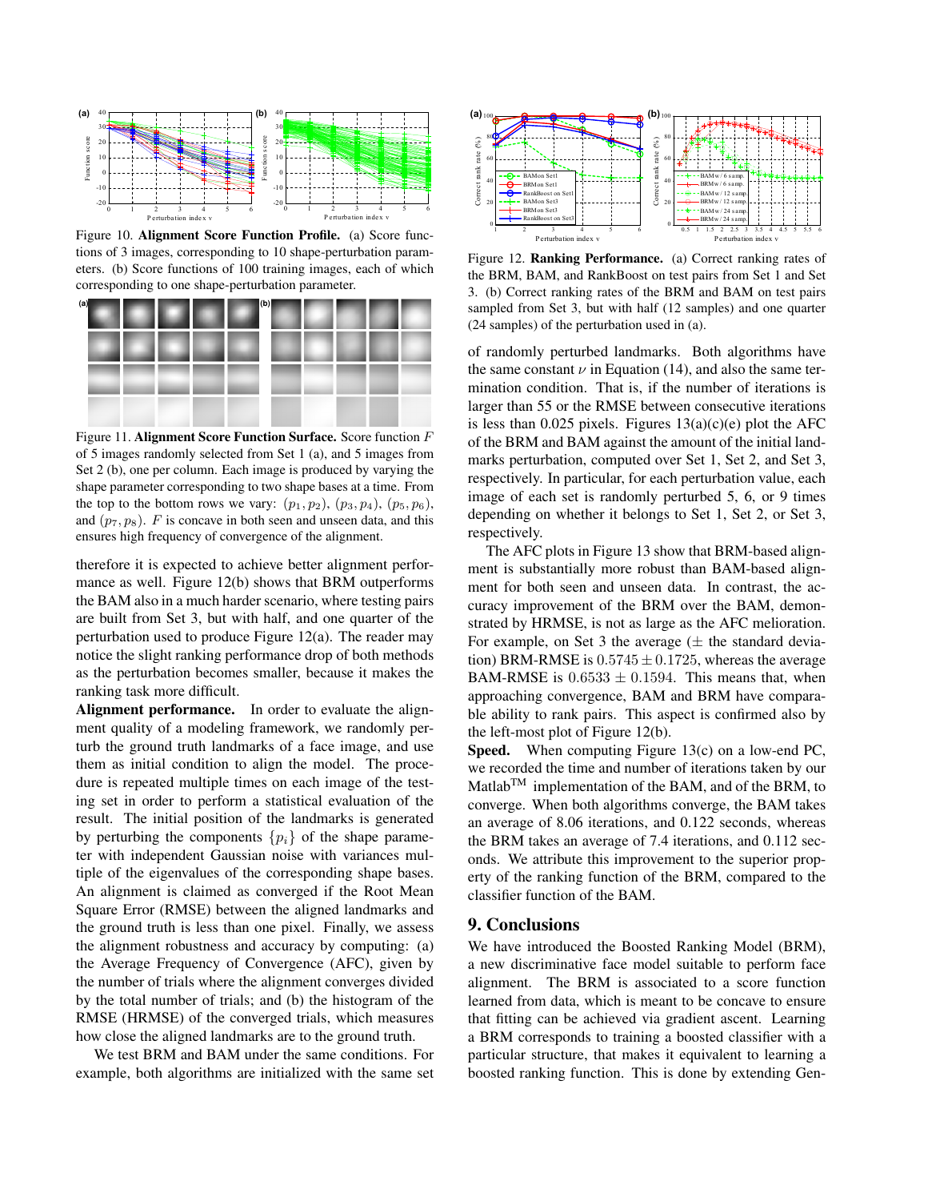Figure 10. **Alignment Score Function Profile.** (a) Score functions of 3 images, corresponding to 10 shape-perturbation parameters. (b) Score functions of 100 training images, each of which corresponding to one shape-perturbation parameter.

Figure 11. **Alignment Score Function Surface.** Score function $F$ of 5 images randomly selected from Set 1 (a), and 5 images from Set 2 (b), one per column. Each image is produced by varying the shape parameter corresponding to two shape bases at a time. From the top to the bottom rows we vary: $(p_1, p_2)$, $(p_3, p_4)$, $(p_5, p_6)$, and $(p_7, p_8)$. $F$ is concave in both seen and unseen data, and this ensures high frequency of convergence of the alignment.

therefore it is expected to achieve better alignment performance as well. Figure 12(b) shows that BRM outperforms the BAM also in a much harder scenario, where testing pairs are built from Set 3, but with half, and one quarter of the perturbation used to produce Figure 12(a). The reader may notice the slight ranking performance drop of both methods as the perturbation becomes smaller, because it makes the ranking task more difficult.

**Alignment performance.** In order to evaluate the alignment quality of a modeling framework, we randomly perturb the ground truth landmarks of a face image, and use them as initial condition to align the model. The procedure is repeated multiple times on each image of the testing set in order to perform a statistical evaluation of the result. The initial position of the landmarks is generated by perturbing the components $\{p_i\}$ of the shape parameter with independent Gaussian noise with variances multiple of the eigenvalues of the corresponding shape bases. An alignment is claimed as converged if the Root Mean Square Error (RMSE) between the aligned landmarks and the ground truth is less than one pixel. Finally, we assess the alignment robustness and accuracy by computing: (a) the Average Frequency of Convergence (AFC), given by the number of trials where the alignment converges divided by the total number of trials; and (b) the histogram of the RMSE (HRMSE) of the converged trials, which measures how close the aligned landmarks are to the ground truth.

We test BRM and BAM under the same conditions. For example, both algorithms are initialized with the same set

Figure 12. **Ranking Performance.** (a) Correct ranking rates of the BRM, BAM, and RankBoost on test pairs from Set 1 and Set 3. (b) Correct ranking rates of the BRM and BAM on test pairs sampled from Set 3, but with half (12 samples) and one quarter (24 samples) of the perturbation used in (a).

of randomly perturbed landmarks. Both algorithms have the same constant $\nu$ in Equation (14), and also the same termination condition. That is, if the number of iterations is larger than 55 or the RMSE between consecutive iterations is less than 0.025 pixels. Figures 13(a)(c)(e) plot the AFC of the BRM and BAM against the amount of the initial landmarks perturbation, computed over Set 1, Set 2, and Set 3, respectively. In particular, for each perturbation value, each image of each set is randomly perturbed 5, 6, or 9 times depending on whether it belongs to Set 1, Set 2, or Set 3, respectively.

The AFC plots in Figure 13 show that BRM-based alignment is substantially more robust than BAM-based alignment for both seen and unseen data. In contrast, the accuracy improvement of the BRM over the BAM, demonstrated by HRMSE, is not as large as the AFC melioration. For example, on Set 3 the average ($\pm$ the standard deviation) BRM-RMSE is $0.5745 \pm 0.1725$, whereas the average BAM-RMSE is $0.6533 \pm 0.1594$. This means that, when approaching convergence, BAM and BRM have comparable ability to rank pairs. This aspect is confirmed also by the left-most plot of Figure 12(b).

**Speed.** When computing Figure 13(c) on a low-end PC, we recorded the time and number of iterations taken by our Matlab™ implementation of the BAM, and of the BRM, to converge. When both algorithms converge, the BAM takes an average of 8.06 iterations, and 0.122 seconds, whereas the BRM takes an average of 7.4 iterations, and 0.112 seconds. We attribute this improvement to the superior property of the ranking function of the BRM, compared to the classifier function of the BAM.

## 9. Conclusions

We have introduced the Boosted Ranking Model (BRM), a new discriminative face model suitable to perform face alignment. The BRM is associated to a score function learned from data, which is meant to be concave to ensure that fitting can be achieved via gradient ascent. Learning a BRM corresponds to training a boosted classifier with a particular structure, that makes it equivalent to learning a boosted ranking function. This is done by extending Gen-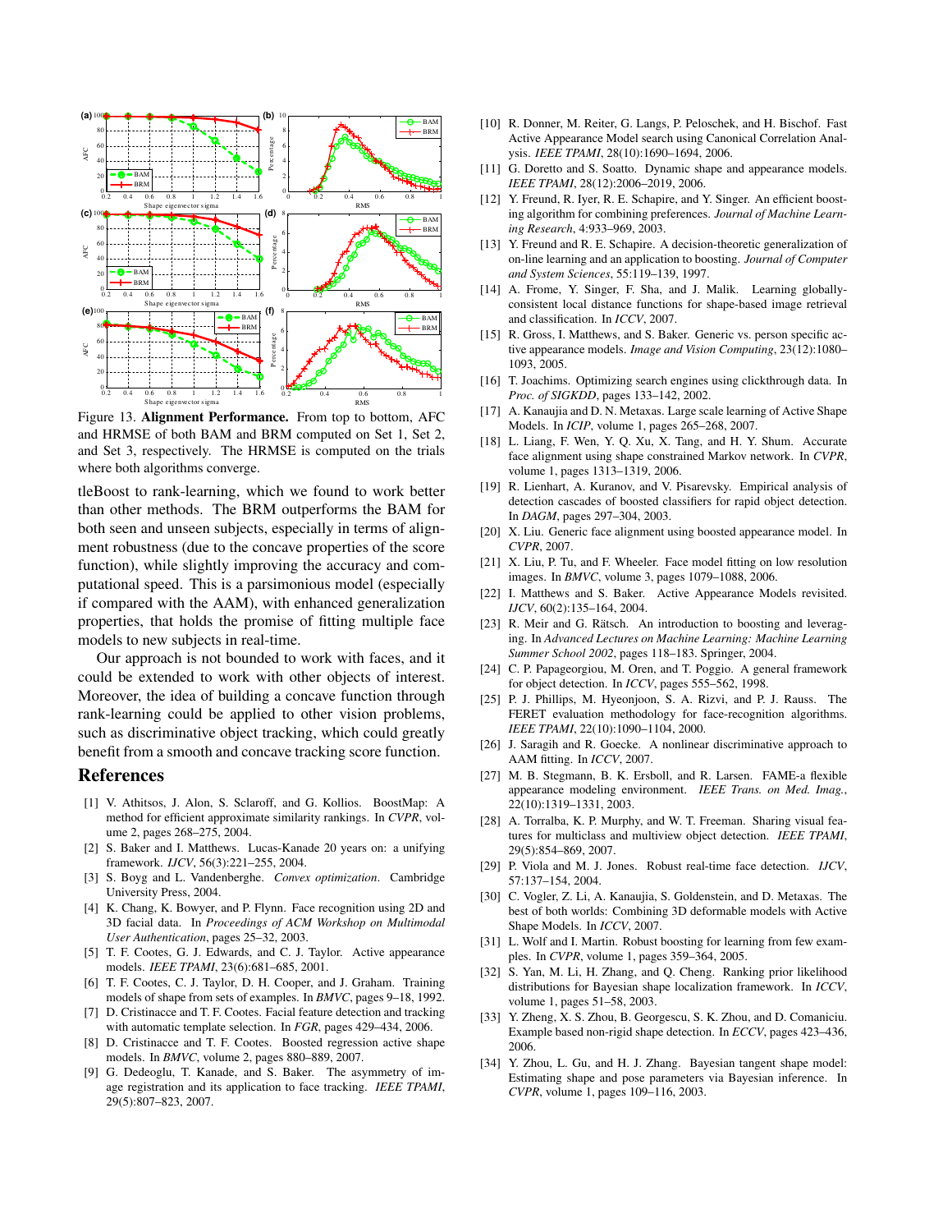(a)
100
80
60
AFC
40
20
0
0.2 0.4 0.6 0.8 1 1.2 1.4 1.6
Shape eigenvector sigma
BAM
BRM

(b)
10
8
6
Percentage
4
2
0
0 0.2 0.4 0.6 0.8 1
RMS
BAM
BRM

(c)
100
80
60
AFC
40
20
0
0.2 0.4 0.6 0.8 1 1.2 1.4 1.6
Shape eigenvector sigma
BAM
BRM

(d)
8
6
Percentage
4
2
0
0 0.2 0.4 0.6 0.8 1
RMS
BAM
BRM

(e)
100
80
60
AFC
40
20
0
0.2 0.4 0.6 0.8 1 1.2 1.4 1.6
Shape eigenvector sigma
BAM
BRM

(f)
8
6
Percentage
4
2
0
0.2 0.4 0.6 0.8 1
RMS
BAM
BRM

Figure 13. **Alignment Performance.** From top to bottom, AFC and HRMSE of both BAM and BRM computed on Set 1, Set 2, and Set 3, respectively. The HRMSE is computed on the trials where both algorithms converge.

tleBoost to rank-learning, which we found to work better than other methods. The BRM outperforms the BAM for both seen and unseen subjects, especially in terms of alignment robustness (due to the concave properties of the score function), while slightly improving the accuracy and computational speed. This is a parsimonious model (especially if compared with the AAM), with enhanced generalization properties, that holds the promise of fitting multiple face models to new subjects in real-time.

Our approach is not bounded to work with faces, and it could be extended to work with other objects of interest. Moreover, the idea of building a concave function through rank-learning could be applied to other vision problems, such as discriminative object tracking, which could greatly benefit from a smooth and concave tracking score function.

## References

[1] V. Athitsos, J. Alon, S. Sclaroff, and G. Kollios. BoostMap: A method for efficient approximate similarity rankings. In *CVPR*, volume 2, pages 268–275, 2004.

[2] S. Baker and I. Matthews. Lucas-Kanade 20 years on: a unifying framework. *IJCV*, 56(3):221–255, 2004.

[3] S. Boyg and L. Vandenberghe. *Convex optimization*. Cambridge University Press, 2004.

[4] K. Chang, K. Bowyer, and P. Flynn. Face recognition using 2D and 3D facial data. In *Proceedings of ACM Workshop on Multimodal User Authentication*, pages 25–32, 2003.

[5] T. F. Cootes, G. J. Edwards, and C. J. Taylor. Active appearance models. *IEEE TPAMI*, 23(6):681–685, 2001.

[6] T. F. Cootes, C. J. Taylor, D. H. Cooper, and J. Graham. Training models of shape from sets of examples. In *BMVC*, pages 9–18, 1992.

[7] D. Cristinacce and T. F. Cootes. Facial feature detection and tracking with automatic template selection. In *FGR*, pages 429–434, 2006.

[8] D. Cristinacce and T. F. Cootes. Boosted regression active shape models. In *BMVC*, volume 2, pages 880–889, 2007.

[9] G. Dedeoglu, T. Kanade, and S. Baker. The asymmetry of image registration and its application to face tracking. *IEEE TPAMI*, 29(5):807–823, 2007.

[10] R. Donner, M. Reiter, G. Langs, P. Peloschek, and H. Bischof. Fast Active Appearance Model search using Canonical Correlation Analysis. *IEEE TPAMI*, 28(10):1690–1694, 2006.

[11] G. Doretto and S. Soatto. Dynamic shape and appearance models. *IEEE TPAMI*, 28(12):2006–2019, 2006.

[12] Y. Freund, R. Iyer, R. E. Schapire, and Y. Singer. An efficient boosting algorithm for combining preferences. *Journal of Machine Learning Research*, 4:933–969, 2003.

[13] Y. Freund and R. E. Schapire. A decision-theoretic generalization of on-line learning and an application to boosting. *Journal of Computer and System Sciences*, 55:119–139, 1997.

[14] A. Frome, Y. Singer, F. Sha, and J. Malik. Learning globally-consistent local distance functions for shape-based image retrieval and classification. In *ICCV*, 2007.

[15] R. Gross, I. Matthews, and S. Baker. Generic vs. person specific active appearance models. *Image and Vision Computing*, 23(12):1080–1093, 2005.

[16] T. Joachims. Optimizing search engines using clickthrough data. In *Proc. of SIGKDD*, pages 133–142, 2002.

[17] A. Kanaujia and D. N. Metaxas. Large scale learning of Active Shape Models. In *ICIP*, volume 1, pages 265–268, 2007.

[18] L. Liang, F. Wen, Y. Q. Xu, X. Tang, and H. Y. Shum. Accurate face alignment using shape constrained Markov network. In *CVPR*, volume 1, pages 1313–1319, 2006.

[19] R. Lienhart, A. Kuranov, and V. Pisarevsky. Empirical analysis of detection cascades of boosted classifiers for rapid object detection. In *DAGM*, pages 297–304, 2003.

[20] X. Liu. Generic face alignment using boosted appearance model. In *CVPR*, 2007.

[21] X. Liu, P. Tu, and F. Wheeler. Face model fitting on low resolution images. In *BMVC*, volume 3, pages 1079–1088, 2006.

[22] I. Matthews and S. Baker. Active Appearance Models revisited. *IJCV*, 60(2):135–164, 2004.

[23] R. Meir and G. Rätsch. An introduction to boosting and leveraging. In *Advanced Lectures on Machine Learning: Machine Learning Summer School 2002*, pages 118–183. Springer, 2004.

[24] C. P. Papageorgiou, M. Oren, and T. Poggio. A general framework for object detection. In *ICCV*, pages 555–562, 1998.

[25] P. J. Phillips, M. Hyeonjoon, S. A. Rizvi, and P. J. Rauss. The FERET evaluation methodology for face-recognition algorithms. *IEEE TPAMI*, 22(10):1090–1104, 2000.

[26] J. Saragih and R. Goecke. A nonlinear discriminative approach to AAM fitting. In *ICCV*, 2007.

[27] M. B. Stegmann, B. K. Ersbøll, and R. Larsen. FAME-a flexible appearance modeling environment. *IEEE Trans. on Med. Imag.*, 22(10):1319–1331, 2003.

[28] A. Torralba, K. P. Murphy, and W. T. Freeman. Sharing visual features for multiclass and multiview object detection. *IEEE TPAMI*, 29(5):854–869, 2007.

[29] P. Viola and M. J. Jones. Robust real-time face detection. *IJCV*, 57:137–154, 2004.

[30] C. Vogler, Z. Li, A. Kanaujia, S. Goldenstein, and D. Metaxas. The best of both worlds: Combining 3D deformable models with Active Shape Models. In *ICCV*, 2007.

[31] L. Wolf and I. Martin. Robust boosting for learning from few examples. In *CVPR*, volume 1, pages 359–364, 2005.

[32] S. Yan, M. Li, H. Zhang, and Q. Cheng. Ranking prior likelihood distributions for Bayesian shape localization framework. In *ICCV*, volume 1, pages 51–58, 2003.

[33] Y. Zheng, X. S. Zhou, B. Georgescu, S. K. Zhou, and D. Comaniciu. Example based non-rigid shape detection. In *ECCV*, pages 423–436, 2006.

[34] Y. Zhou, L. Gu, and H. J. Zhang. Bayesian tangent shape model: Estimating shape and pose parameters via Bayesian inference. In *CVPR*, volume 1, pages 109–116, 2003.